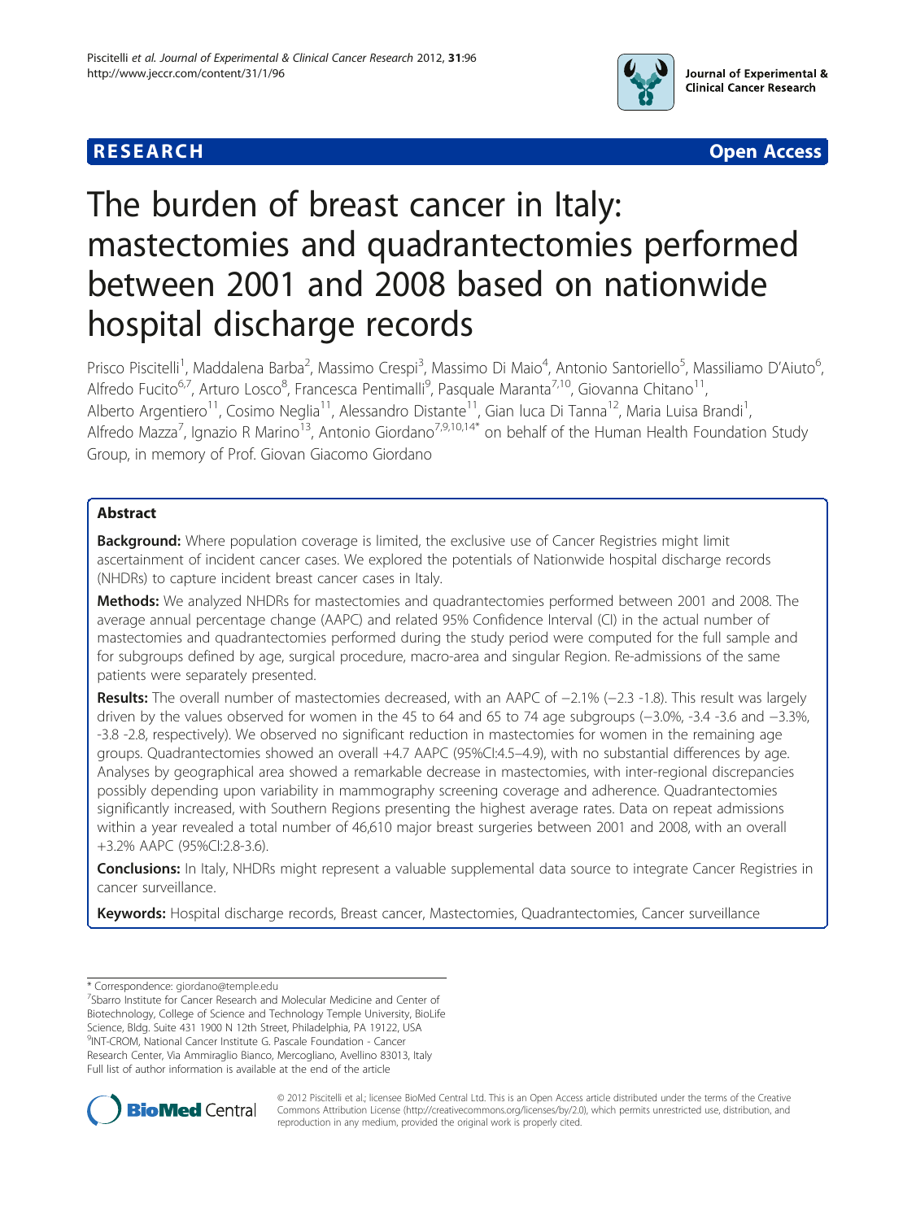**RESEARCH** **Open Access**

# The burden of breast cancer in Italy: mastectomies and quadrantectomies performed between 2001 and 2008 based on nationwide hospital discharge records

Prisco Piscitelli[1], Maddalena Barba[2], Massimo Crespi[3], Massimo Di Maio[4], Antonio Santoriello[5], Massiliamo D'Aiuto[6], Alfredo Fucito[6,7], Arturo Losco[8], Francesca Pentimalli[9], Pasquale Maranta[7,10], Giovanna Chitano[11], Alberto Argentiero[11], Cosimo Neglia[11], Alessandro Distante[11], Gian luca Di Tanna[12], Maria Luisa Brandi[1], Alfredo Mazza[7], Ignazio R Marino[13], Antonio Giordano[7,9,10,14*] on behalf of the Human Health Foundation Study Group, in memory of Prof. Giovan Giacomo Giordano

## Abstract

**Background:** Where population coverage is limited, the exclusive use of Cancer Registries might limit ascertainment of incident cancer cases. We explored the potentials of Nationwide hospital discharge records (NHDRs) to capture incident breast cancer cases in Italy.

**Methods:** We analyzed NHDRs for mastectomies and quadrantectomies performed between 2001 and 2008. The average annual percentage change (AAPC) and related 95% Confidence Interval (CI) in the actual number of mastectomies and quadrantectomies performed during the study period were computed for the full sample and for subgroups defined by age, surgical procedure, macro-area and singular Region. Re-admissions of the same patients were separately presented.

**Results:** The overall number of mastectomies decreased, with an AAPC of −2.1% (−2.3 -1.8). This result was largely driven by the values observed for women in the 45 to 64 and 65 to 74 age subgroups (−3.0%, -3.4 -3.6 and −3.3%, -3.8 -2.8, respectively). We observed no significant reduction in mastectomies for women in the remaining age groups. Quadrantectomies showed an overall +4.7 AAPC (95%CI:4.5–4.9), with no substantial differences by age. Analyses by geographical area showed a remarkable decrease in mastectomies, with inter-regional discrepancies possibly depending upon variability in mammography screening coverage and adherence. Quadrantectomies significantly increased, with Southern Regions presenting the highest average rates. Data on repeat admissions within a year revealed a total number of 46,610 major breast surgeries between 2001 and 2008, with an overall +3.2% AAPC (95%CI:2.8-3.6).

**Conclusions:** In Italy, NHDRs might represent a valuable supplemental data source to integrate Cancer Registries in cancer surveillance.

**Keywords:** Hospital discharge records, Breast cancer, Mastectomies, Quadrantectomies, Cancer surveillance

---

* Correspondence: giordano@temple.edu
[7]Sbarro Institute for Cancer Research and Molecular Medicine and Center of Biotechnology, College of Science and Technology Temple University, BioLife Science, Bldg. Suite 431 1900 N 12th Street, Philadelphia, PA 19122, USA
[9]INT-CROM, National Cancer Institute G. Pascale Foundation - Cancer Research Center, Via Ammiraglio Bianco, Mercogliano, Avellino 83013, Italy
Full list of author information is available at the end of the article

© 2012 Piscitelli et al.; licensee BioMed Central Ltd. This is an Open Access article distributed under the terms of the Creative Commons Attribution License (http://creativecommons.org/licenses/by/2.0), which permits unrestricted use, distribution, and reproduction in any medium, provided the original work is properly cited.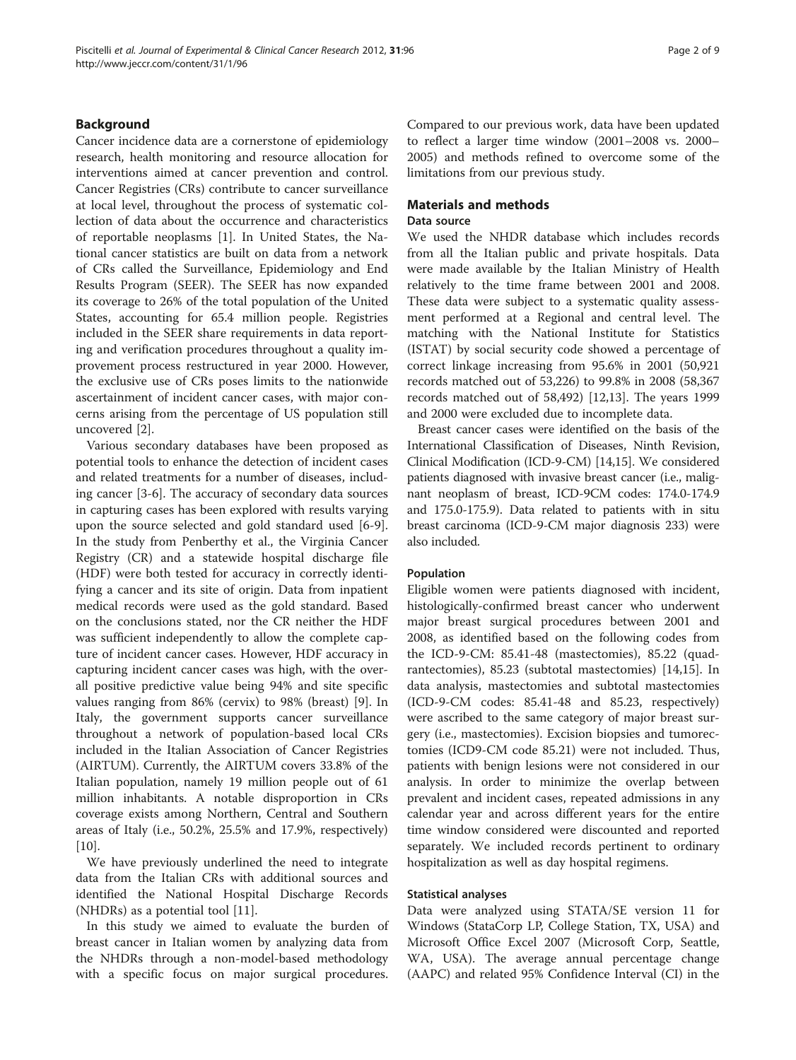## Background

Cancer incidence data are a cornerstone of epidemiology research, health monitoring and resource allocation for interventions aimed at cancer prevention and control. Cancer Registries (CRs) contribute to cancer surveillance at local level, throughout the process of systematic collection of data about the occurrence and characteristics of reportable neoplasms [1]. In United States, the National cancer statistics are built on data from a network of CRs called the Surveillance, Epidemiology and End Results Program (SEER). The SEER has now expanded its coverage to 26% of the total population of the United States, accounting for 65.4 million people. Registries included in the SEER share requirements in data reporting and verification procedures throughout a quality improvement process restructured in year 2000. However, the exclusive use of CRs poses limits to the nationwide ascertainment of incident cancer cases, with major concerns arising from the percentage of US population still uncovered [2].

Various secondary databases have been proposed as potential tools to enhance the detection of incident cases and related treatments for a number of diseases, including cancer [3-6]. The accuracy of secondary data sources in capturing cases has been explored with results varying upon the source selected and gold standard used [6-9]. In the study from Penberthy et al., the Virginia Cancer Registry (CR) and a statewide hospital discharge file (HDF) were both tested for accuracy in correctly identifying a cancer and its site of origin. Data from inpatient medical records were used as the gold standard. Based on the conclusions stated, nor the CR neither the HDF was sufficient independently to allow the complete capture of incident cancer cases. However, HDF accuracy in capturing incident cancer cases was high, with the overall positive predictive value being 94% and site specific values ranging from 86% (cervix) to 98% (breast) [9]. In Italy, the government supports cancer surveillance throughout a network of population-based local CRs included in the Italian Association of Cancer Registries (AIRTUM). Currently, the AIRTUM covers 33.8% of the Italian population, namely 19 million people out of 61 million inhabitants. A notable disproportion in CRs coverage exists among Northern, Central and Southern areas of Italy (i.e., 50.2%, 25.5% and 17.9%, respectively) [10].

We have previously underlined the need to integrate data from the Italian CRs with additional sources and identified the National Hospital Discharge Records (NHDRs) as a potential tool [11].

In this study we aimed to evaluate the burden of breast cancer in Italian women by analyzing data from the NHDRs through a non-model-based methodology with a specific focus on major surgical procedures. Compared to our previous work, data have been updated to reflect a larger time window (2001–2008 vs. 2000–2005) and methods refined to overcome some of the limitations from our previous study.

## Materials and methods

### Data source

We used the NHDR database which includes records from all the Italian public and private hospitals. Data were made available by the Italian Ministry of Health relatively to the time frame between 2001 and 2008. These data were subject to a systematic quality assessment performed at a Regional and central level. The matching with the National Institute for Statistics (ISTAT) by social security code showed a percentage of correct linkage increasing from 95.6% in 2001 (50,921 records matched out of 53,226) to 99.8% in 2008 (58,367 records matched out of 58,492) [12,13]. The years 1999 and 2000 were excluded due to incomplete data.

Breast cancer cases were identified on the basis of the International Classification of Diseases, Ninth Revision, Clinical Modification (ICD-9-CM) [14,15]. We considered patients diagnosed with invasive breast cancer (i.e., malignant neoplasm of breast, ICD-9CM codes: 174.0-174.9 and 175.0-175.9). Data related to patients with in situ breast carcinoma (ICD-9-CM major diagnosis 233) were also included.

### Population

Eligible women were patients diagnosed with incident, histologically-confirmed breast cancer who underwent major breast surgical procedures between 2001 and 2008, as identified based on the following codes from the ICD-9-CM: 85.41-48 (mastectomies), 85.22 (quadrantectomies), 85.23 (subtotal mastectomies) [14,15]. In data analysis, mastectomies and subtotal mastectomies (ICD-9-CM codes: 85.41-48 and 85.23, respectively) were ascribed to the same category of major breast surgery (i.e., mastectomies). Excision biopsies and tumorectomies (ICD9-CM code 85.21) were not included. Thus, patients with benign lesions were not considered in our analysis. In order to minimize the overlap between prevalent and incident cases, repeated admissions in any calendar year and across different years for the entire time window considered were discounted and reported separately. We included records pertinent to ordinary hospitalization as well as day hospital regimens.

### Statistical analyses

Data were analyzed using STATA/SE version 11 for Windows (StataCorp LP, College Station, TX, USA) and Microsoft Office Excel 2007 (Microsoft Corp, Seattle, WA, USA). The average annual percentage change (AAPC) and related 95% Confidence Interval (CI) in the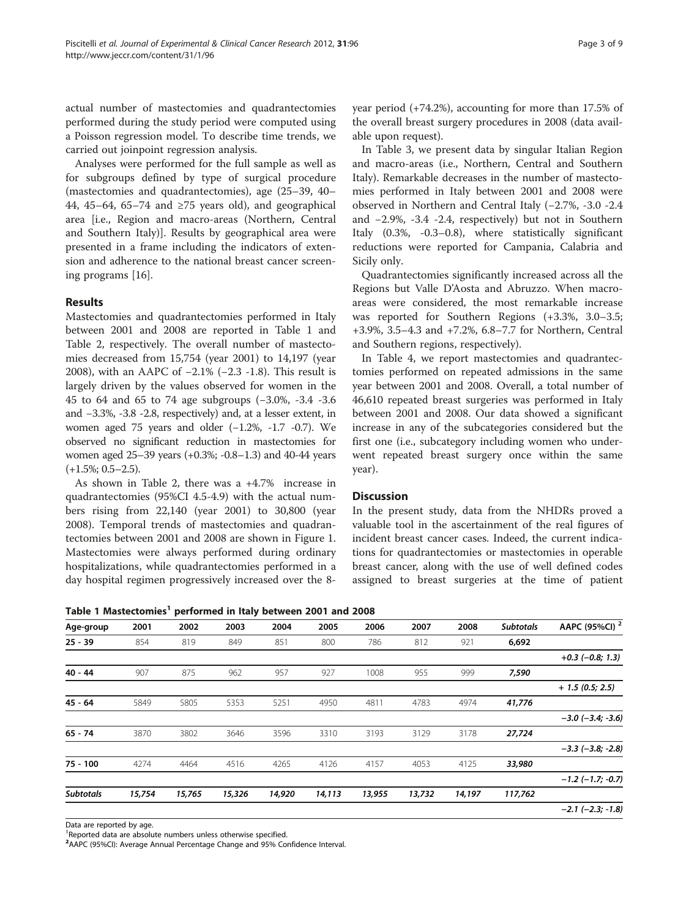actual number of mastectomies and quadrantectomies performed during the study period were computed using a Poisson regression model. To describe time trends, we carried out joinpoint regression analysis.

Analyses were performed for the full sample as well as for subgroups defined by type of surgical procedure (mastectomies and quadrantectomies), age (25–39, 40–44, 45–64, 65–74 and ≥75 years old), and geographical area [i.e., Region and macro-areas (Northern, Central and Southern Italy)]. Results by geographical area were presented in a frame including the indicators of extension and adherence to the national breast cancer screening programs [16].

## Results

Mastectomies and quadrantectomies performed in Italy between 2001 and 2008 are reported in Table 1 and Table 2, respectively. The overall number of mastectomies decreased from 15,754 (year 2001) to 14,197 (year 2008), with an AAPC of −2.1% (−2.3 -1.8). This result is largely driven by the values observed for women in the 45 to 64 and 65 to 74 age subgroups (−3.0%, -3.4 -3.6 and −3.3%, -3.8 -2.8, respectively) and, at a lesser extent, in women aged 75 years and older (−1.2%, -1.7 -0.7). We observed no significant reduction in mastectomies for women aged 25–39 years (+0.3%; -0.8–1.3) and 40-44 years (+1.5%; 0.5–2.5).

As shown in Table 2, there was a +4.7% increase in quadrantectomies (95%CI 4.5-4.9) with the actual numbers rising from 22,140 (year 2001) to 30,800 (year 2008). Temporal trends of mastectomies and quadrantectomies between 2001 and 2008 are shown in Figure 1. Mastectomies were always performed during ordinary hospitalizations, while quadrantectomies performed in a day hospital regimen progressively increased over the 8-year period (+74.2%), accounting for more than 17.5% of the overall breast surgery procedures in 2008 (data available upon request).

In Table 3, we present data by singular Italian Region and macro-areas (i.e., Northern, Central and Southern Italy). Remarkable decreases in the number of mastectomies performed in Italy between 2001 and 2008 were observed in Northern and Central Italy (−2.7%, -3.0 -2.4 and −2.9%, -3.4 -2.4, respectively) but not in Southern Italy (0.3%, -0.3–0.8), where statistically significant reductions were reported for Campania, Calabria and Sicily only.

Quadrantectomies significantly increased across all the Regions but Valle D'Aosta and Abruzzo. When macro-areas were considered, the most remarkable increase was reported for Southern Regions (+3.3%, 3.0–3.5; +3.9%, 3.5–4.3 and +7.2%, 6.8–7.7 for Northern, Central and Southern regions, respectively).

In Table 4, we report mastectomies and quadrantectomies performed on repeated admissions in the same year between 2001 and 2008. Overall, a total number of 46,610 repeated breast surgeries was performed in Italy between 2001 and 2008. Our data showed a significant increase in any of the subcategories considered but the first one (i.e., subcategory including women who underwent repeated breast surgery once within the same year).

## Discussion

In the present study, data from the NHDRs proved a valuable tool in the ascertainment of the real figures of incident breast cancer cases. Indeed, the current indications for quadrantectomies or mastectomies in operable breast cancer, along with the use of well defined codes assigned to breast surgeries at the time of patient

**Table 1 Mastectomies[1] performed in Italy between 2001 and 2008**

| Age-group | 2001 | 2002 | 2003 | 2004 | 2005 | 2006 | 2007 | 2008 | *Subtotals* | AAPC (95%CI) [2] |
|---|---|---|---|---|---|---|---|---|---|---|
| **25 - 39** | 854 | 819 | 849 | 851 | 800 | 786 | 812 | 921 | **6,692** | |
| | | | | | | | | | | *+0.3 (−0.8; 1.3)* |
| **40 - 44** | 907 | 875 | 962 | 957 | 927 | 1008 | 955 | 999 | ***7,590*** | |
| | | | | | | | | | | *+ 1.5 (0.5; 2.5)* |
| **45 - 64** | 5849 | 5805 | 5353 | 5251 | 4950 | 4811 | 4783 | 4974 | ***41,776*** | |
| | | | | | | | | | | *−3.0 (−3.4; -3.6)* |
| **65 - 74** | 3870 | 3802 | 3646 | 3596 | 3310 | 3193 | 3129 | 3178 | ***27,724*** | |
| | | | | | | | | | | *−3.3 (−3.8; -2.8)* |
| **75 - 100** | 4274 | 4464 | 4516 | 4265 | 4126 | 4157 | 4053 | 4125 | ***33,980*** | |
| | | | | | | | | | | *−1.2 (−1.7; -0.7)* |
| ***Subtotals*** | ***15,754*** | ***15,765*** | ***15,326*** | ***14,920*** | ***14,113*** | ***13,955*** | ***13,732*** | ***14,197*** | ***117,762*** | |
| | | | | | | | | | | *−2.1 (−2.3; -1.8)* |

Data are reported by age.
[1]Reported data are absolute numbers unless otherwise specified.
[2]AAPC (95%CI): Average Annual Percentage Change and 95% Confidence Interval.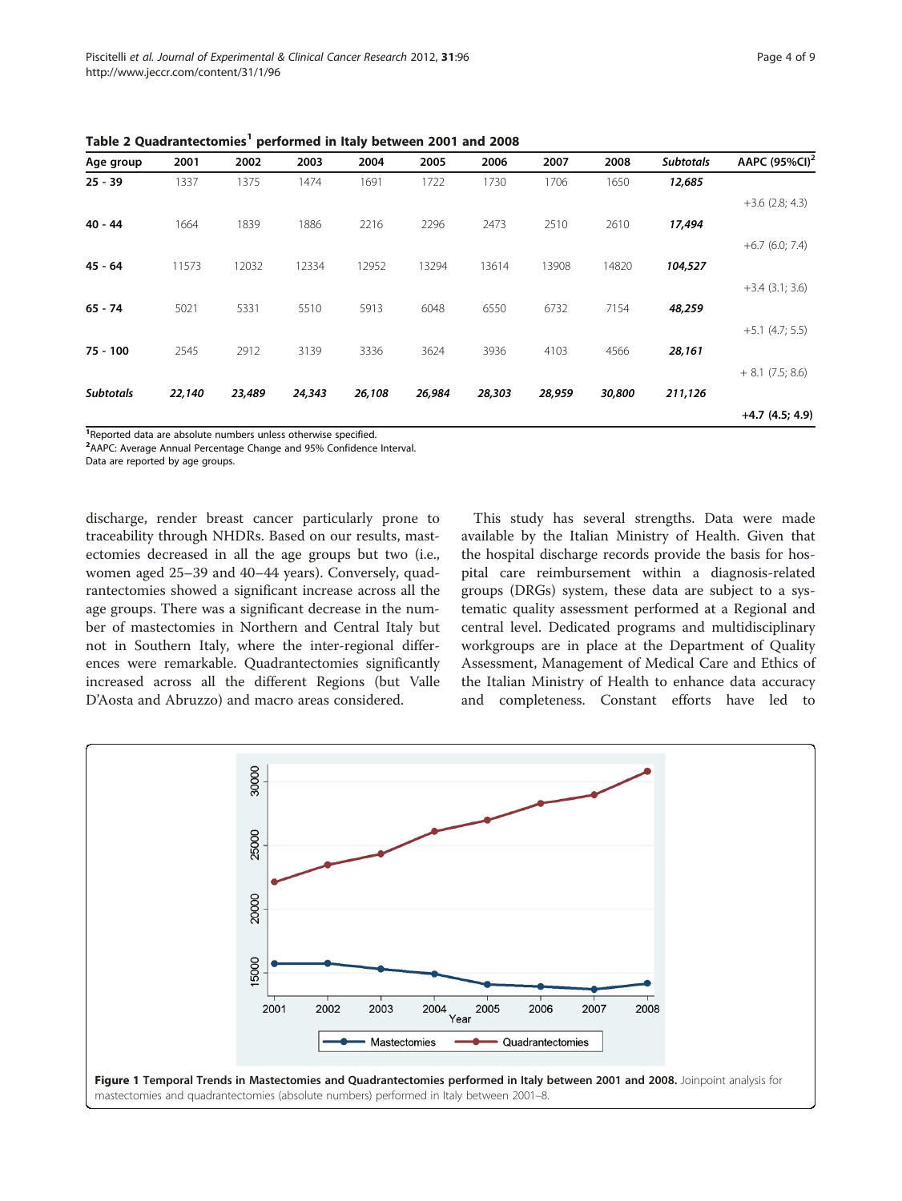**Table 2 Quadrantectomies[1] performed in Italy between 2001 and 2008**

| Age group | 2001 | 2002 | 2003 | 2004 | 2005 | 2006 | 2007 | 2008 | *Subtotals* | AAPC (95%CI)[2] |
|---|---|---|---|---|---|---|---|---|---|---|
| **25 - 39** | 1337 | 1375 | 1474 | 1691 | 1722 | 1730 | 1706 | 1650 | ***12,685*** | +3.6 (2.8; 4.3) |
| **40 - 44** | 1664 | 1839 | 1886 | 2216 | 2296 | 2473 | 2510 | 2610 | ***17,494*** | +6.7 (6.0; 7.4) |
| **45 - 64** | 11573 | 12032 | 12334 | 12952 | 13294 | 13614 | 13908 | 14820 | ***104,527*** | +3.4 (3.1; 3.6) |
| **65 - 74** | 5021 | 5331 | 5510 | 5913 | 6048 | 6550 | 6732 | 7154 | ***48,259*** | +5.1 (4.7; 5.5) |
| **75 - 100** | 2545 | 2912 | 3139 | 3336 | 3624 | 3936 | 4103 | 4566 | ***28,161*** | + 8.1 (7.5; 8.6) |
| ***Subtotals*** | ***22,140*** | ***23,489*** | ***24,343*** | ***26,108*** | ***26,984*** | ***28,303*** | ***28,959*** | ***30,800*** | ***211,126*** | **+4.7 (4.5; 4.9)** |

[1]Reported data are absolute numbers unless otherwise specified.
[2]AAPC: Average Annual Percentage Change and 95% Confidence Interval.
Data are reported by age groups.

discharge, render breast cancer particularly prone to traceability through NHDRs. Based on our results, mastectomies decreased in all the age groups but two (i.e., women aged 25–39 and 40–44 years). Conversely, quadrantectomies showed a significant increase across all the age groups. There was a significant decrease in the number of mastectomies in Northern and Central Italy but not in Southern Italy, where the inter-regional differences were remarkable. Quadrantectomies significantly increased across all the different Regions (but Valle D'Aosta and Abruzzo) and macro areas considered.

This study has several strengths. Data were made available by the Italian Ministry of Health. Given that the hospital discharge records provide the basis for hospital care reimbursement within a diagnosis-related groups (DRGs) system, these data are subject to a systematic quality assessment performed at a Regional and central level. Dedicated programs and multidisciplinary workgroups are in place at the Department of Quality Assessment, Management of Medical Care and Ethics of the Italian Ministry of Health to enhance data accuracy and completeness. Constant efforts have led to

**Figure 1 Temporal Trends in Mastectomies and Quadrantectomies performed in Italy between 2001 and 2008.** Joinpoint analysis for mastectomies and quadrantectomies (absolute numbers) performed in Italy between 2001–8.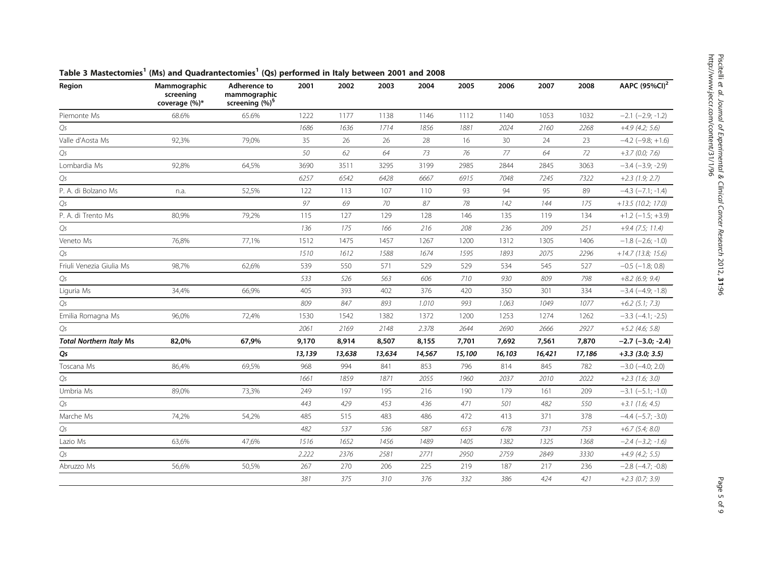**Table 3 Mastectomies[1] (Ms) and Quadrantectomies[1] (Qs) performed in Italy between 2001 and 2008**

| Region | Mammographic screening coverage (%)* | Adherence to mammographic screening (%)§ | 2001 | 2002 | 2003 | 2004 | 2005 | 2006 | 2007 | 2008 | AAPC (95%CI)[2] |
|---|---|---|---|---|---|---|---|---|---|---|---|
| Piemonte Ms | 68.6% | 65.6% | 1222 | 1177 | 1138 | 1146 | 1112 | 1140 | 1053 | 1032 | −2.1 (−2.9; -1.2) |
| *Qs* | | | *1686* | *1636* | *1714* | *1856* | *1881* | *2024* | *2160* | *2268* | *+4.9 (4.2; 5.6)* |
| Valle d'Aosta Ms | 92,3% | 79,0% | 35 | 26 | 26 | 28 | 16 | 30 | 24 | 23 | −4.2 (−9.8; +1.6) |
| *Qs* | | | *50* | *62* | *64* | *73* | *76* | *77* | *64* | *72* | *+3.7 (0.0; 7.6)* |
| Lombardia Ms | 92,8% | 64,5% | 3690 | 3511 | 3295 | 3199 | 2985 | 2844 | 2845 | 3063 | −3.4 (−3.9; -2.9) |
| *Qs* | | | *6257* | *6542* | *6428* | *6667* | *6915* | *7048* | *7245* | *7322* | *+2.3 (1.9; 2.7)* |
| P. A. di Bolzano Ms | n.a. | 52,5% | 122 | 113 | 107 | 110 | 93 | 94 | 95 | 89 | −4.3 (−7.1; -1.4) |
| *Qs* | | | *97* | *69* | *70* | *87* | *78* | *142* | *144* | *175* | *+13.5 (10.2; 17.0)* |
| P. A. di Trento Ms | 80,9% | 79,2% | 115 | 127 | 129 | 128 | 146 | 135 | 119 | 134 | +1.2 (−1.5; +3.9) |
| *Qs* | | | *136* | *175* | *166* | *216* | *208* | *236* | *209* | *251* | *+9.4 (7.5; 11.4)* |
| Veneto Ms | 76,8% | 77,1% | 1512 | 1475 | 1457 | 1267 | 1200 | 1312 | 1305 | 1406 | −1.8 (−2.6; -1.0) |
| *Qs* | | | *1510* | *1612* | *1588* | *1674* | *1595* | *1893* | *2075* | *2296* | *+14.7 (13.8; 15.6)* |
| Friuli Venezia Giulia Ms | 98,7% | 62,6% | 539 | 550 | 571 | 529 | 529 | 534 | 545 | 527 | −0.5 (−1.8; 0.8) |
| *Qs* | | | *533* | *526* | *563* | *606* | *710* | *930* | *809* | *798* | *+8.2 (6.9; 9.4)* |
| Liguria Ms | 34,4% | 66,9% | 405 | 393 | 402 | 376 | 420 | 350 | 301 | 334 | −3.4 (−4.9; -1.8) |
| *Qs* | | | *809* | *847* | *893* | *1.010* | *993* | *1.063* | *1049* | *1077* | *+6.2 (5.1; 7.3)* |
| Emilia Romagna Ms | 96,0% | 72,4% | 1530 | 1542 | 1382 | 1372 | 1200 | 1253 | 1274 | 1262 | −3.3 (−4.1; -2.5) |
| *Qs* | | | *2061* | *2169* | *2148* | *2.378* | *2644* | *2690* | *2666* | *2927* | *+5.2 (4.6; 5.8)* |
| ***Total Northern Italy* Ms** | **82,0%** | **67,9%** | **9,170** | **8,914** | **8,507** | **8,155** | **7,701** | **7,692** | **7,561** | **7,870** | **−2.7 (−3.0; -2.4)** |
| ***Qs*** | | | ***13,139*** | ***13,638*** | ***13,634*** | ***14,567*** | ***15,100*** | ***16,103*** | ***16,421*** | ***17,186*** | ***+3.3 (3.0; 3.5)*** |
| Toscana Ms | 86,4% | 69,5% | 968 | 994 | 841 | 853 | 796 | 814 | 845 | 782 | −3.0 (−4.0; 2.0) |
| *Qs* | | | *1661* | *1859* | *1871* | *2055* | *1960* | *2037* | *2010* | *2022* | *+2.3 (1.6; 3.0)* |
| Umbria Ms | 89,0% | 73,3% | 249 | 197 | 195 | 216 | 190 | 179 | 161 | 209 | −3.1 (−5.1; -1.0) |
| *Qs* | | | *443* | *429* | *453* | *436* | *471* | *501* | *482* | *550* | *+3.1 (1.6; 4.5)* |
| Marche Ms | 74,2% | 54,2% | 485 | 515 | 483 | 486 | 472 | 413 | 371 | 378 | −4.4 (−5.7; -3.0) |
| *Qs* | | | *482* | *537* | *536* | *587* | *653* | *678* | *731* | *753* | *+6.7 (5.4; 8.0)* |
| Lazio Ms | 63,6% | 47,6% | *1516* | *1652* | *1456* | *1489* | *1405* | *1382* | *1325* | *1368* | *−2.4 (−3.2; -1.6)* |
| *Qs* | | | *2.222* | *2376* | *2581* | *2771* | *2950* | *2759* | *2849* | *3330* | *+4.9 (4.2; 5.5)* |
| Abruzzo Ms | 56,6% | 50,5% | 267 | 270 | 206 | 225 | 219 | 187 | 217 | 236 | −2.8 (−4.7; -0.8) |
| | | | *381* | *375* | *310* | *376* | *332* | *386* | *424* | *421* | *+2.3 (0.7; 3.9)* |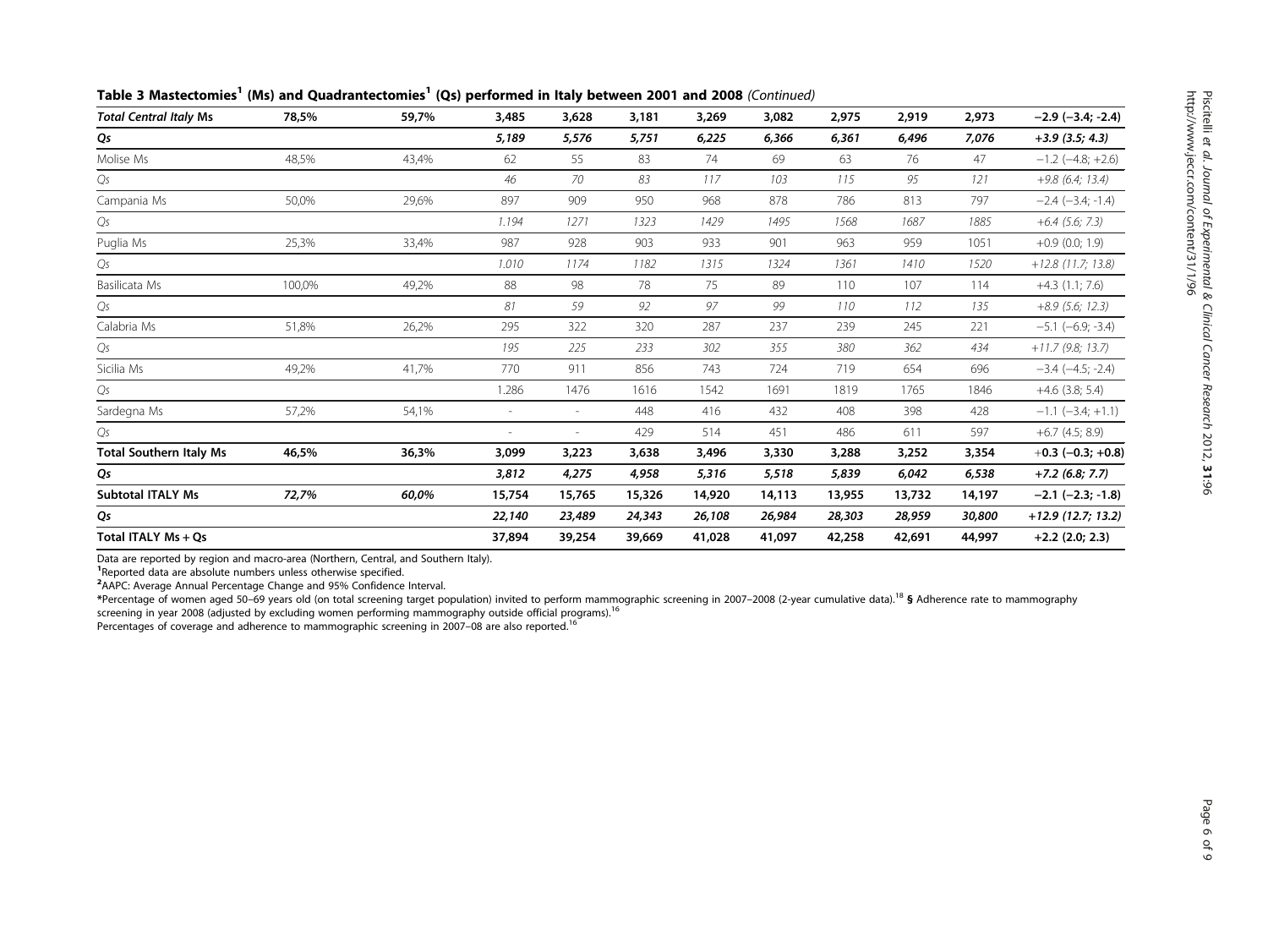**Table 3 Mastectomies[1] (Ms) and Quadrantectomies[1] (Qs) performed in Italy between 2001 and 2008** *(Continued)*

| | | | | | | | | | | | |
|---|---|---|---|---|---|---|---|---|---|---|---|
| ***Total Central Italy* Ms** | **78,5%** | **59,7%** | **3,485** | **3,628** | **3,181** | **3,269** | **3,082** | **2,975** | **2,919** | **2,973** | **−2.9 (−3.4; -2.4)** |
| ***Qs*** | | | ***5,189*** | ***5,576*** | ***5,751*** | ***6,225*** | ***6,366*** | ***6,361*** | ***6,496*** | ***7,076*** | ***+3.9 (3.5; 4.3)*** |
| Molise Ms | 48,5% | 43,4% | 62 | 55 | 83 | 74 | 69 | 63 | 76 | 47 | −1.2 (−4.8; +2.6) |
| *Qs* | | | *46* | *70* | *83* | *117* | *103* | *115* | *95* | *121* | *+9.8 (6.4; 13.4)* |
| Campania Ms | 50,0% | 29,6% | 897 | 909 | 950 | 968 | 878 | 786 | 813 | 797 | −2.4 (−3.4; -1.4) |
| *Qs* | | | *1.194* | *1271* | *1323* | *1429* | *1495* | *1568* | *1687* | *1885* | *+6.4 (5.6; 7.3)* |
| Puglia Ms | 25,3% | 33,4% | 987 | 928 | 903 | 933 | 901 | 963 | 959 | 1051 | +0.9 (0.0; 1.9) |
| *Qs* | | | *1.010* | *1174* | *1182* | *1315* | *1324* | *1361* | *1410* | *1520* | *+12.8 (11.7; 13.8)* |
| Basilicata Ms | 100,0% | 49,2% | 88 | 98 | 78 | 75 | 89 | 110 | 107 | 114 | +4.3 (1.1; 7.6) |
| *Qs* | | | *81* | *59* | *92* | *97* | *99* | *110* | *112* | *135* | *+8.9 (5.6; 12.3)* |
| Calabria Ms | 51,8% | 26,2% | 295 | 322 | 320 | 287 | 237 | 239 | 245 | 221 | −5.1 (−6.9; -3.4) |
| *Qs* | | | *195* | *225* | *233* | *302* | *355* | *380* | *362* | *434* | *+11.7 (9.8; 13.7)* |
| Sicilia Ms | 49,2% | 41,7% | 770 | 911 | 856 | 743 | 724 | 719 | 654 | 696 | −3.4 (−4.5; -2.4) |
| *Qs* | | | 1.286 | 1476 | 1616 | 1542 | 1691 | 1819 | 1765 | 1846 | +4.6 (3.8; 5.4) |
| Sardegna Ms | 57,2% | 54,1% | - | - | 448 | 416 | 432 | 408 | 398 | 428 | −1.1 (−3.4; +1.1) |
| *Qs* | | | - | - | 429 | 514 | 451 | 486 | 611 | 597 | +6.7 (4.5; 8.9) |
| **Total Southern Italy Ms** | **46,5%** | **36,3%** | **3,099** | **3,223** | **3,638** | **3,496** | **3,330** | **3,288** | **3,252** | **3,354** | **+0.3 (−0.3; +0.8)** |
| ***Qs*** | | | ***3,812*** | ***4,275*** | ***4,958*** | ***5,316*** | ***5,518*** | ***5,839*** | ***6,042*** | ***6,538*** | ***+7.2 (6.8; 7.7)*** |
| **Subtotal ITALY Ms** | ***72,7%*** | ***60,0%*** | **15,754** | **15,765** | **15,326** | **14,920** | **14,113** | **13,955** | **13,732** | **14,197** | **−2.1 (−2.3; -1.8)** |
| ***Qs*** | | | ***22,140*** | ***23,489*** | ***24,343*** | ***26,108*** | ***26,984*** | ***28,303*** | ***28,959*** | ***30,800*** | ***+12.9 (12.7; 13.2)*** |
| **Total ITALY Ms + Qs** | | | **37,894** | **39,254** | **39,669** | **41,028** | **41,097** | **42,258** | **42,691** | **44,997** | **+2.2 (2.0; 2.3)** |

Data are reported by region and macro-area (Northern, Central, and Southern Italy).
[1]Reported data are absolute numbers unless otherwise specified.
[2]AAPC: Average Annual Percentage Change and 95% Confidence Interval.
*Percentage of women aged 50–69 years old (on total screening target population) invited to perform mammographic screening in 2007–2008 (2-year cumulative data).[18] § Adherence rate to mammography screening in year 2008 (adjusted by excluding women performing mammography outside official programs).[16]
Percentages of coverage and adherence to mammographic screening in 2007–08 are also reported.[16]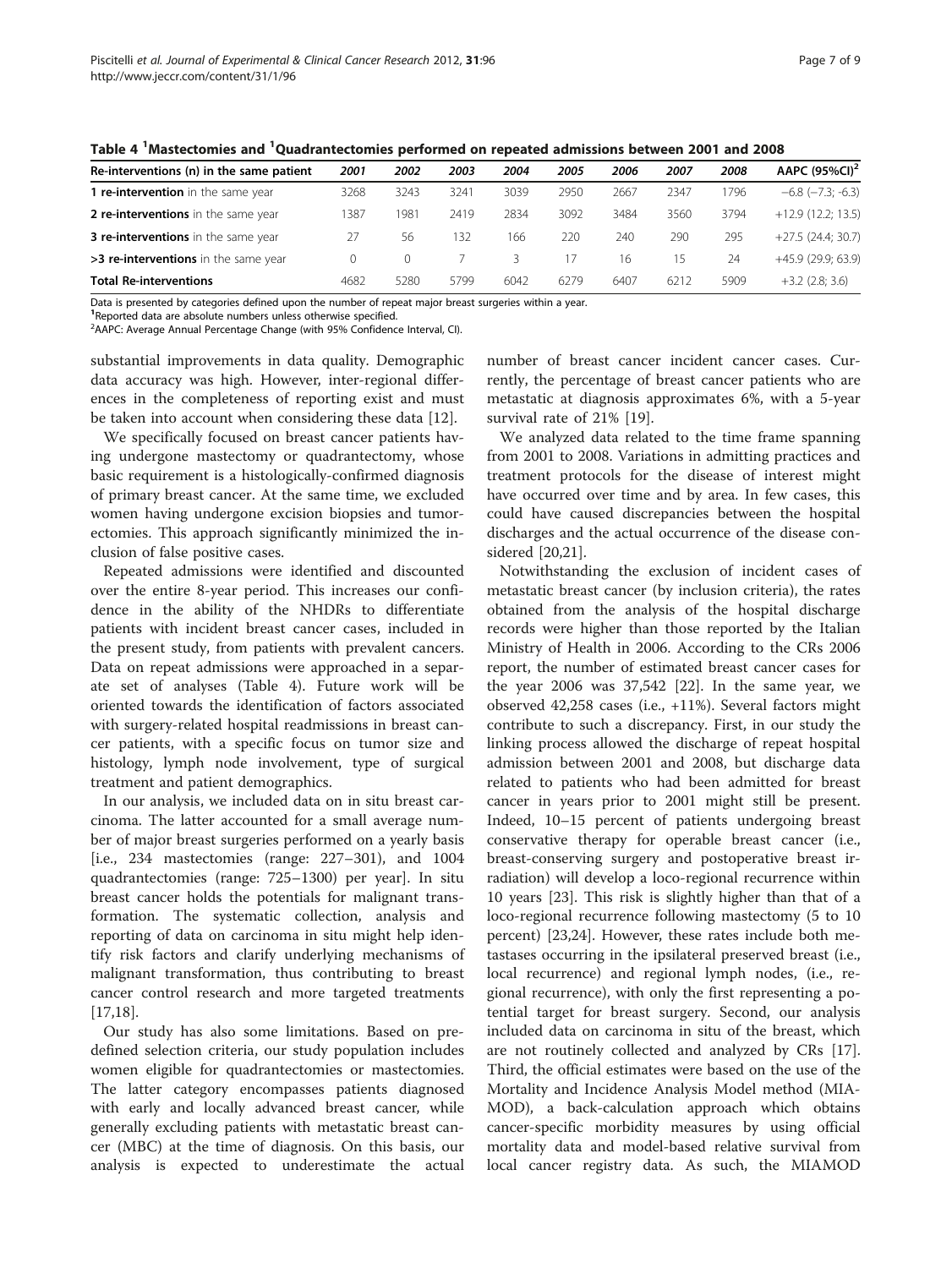Table 4 [1]Mastectomies and [1]Quadrantectomies performed on repeated admissions between 2001 and 2008

| Re-interventions (n) in the same patient | 2001 | 2002 | 2003 | 2004 | 2005 | 2006 | 2007 | 2008 | AAPC (95%CI)[2] |
|---|---|---|---|---|---|---|---|---|---|
| **1 re-intervention** in the same year | 3268 | 3243 | 3241 | 3039 | 2950 | 2667 | 2347 | 1796 | −6.8 (−7.3; -6.3) |
| **2 re-interventions** in the same year | 1387 | 1981 | 2419 | 2834 | 3092 | 3484 | 3560 | 3794 | +12.9 (12.2; 13.5) |
| **3 re-interventions** in the same year | 27 | 56 | 132 | 166 | 220 | 240 | 290 | 295 | +27.5 (24.4; 30.7) |
| **>3 re-interventions** in the same year | 0 | 0 | 7 | 3 | 17 | 16 | 15 | 24 | +45.9 (29.9; 63.9) |
| **Total Re-interventions** | 4682 | 5280 | 5799 | 6042 | 6279 | 6407 | 6212 | 5909 | +3.2 (2.8; 3.6) |

Data is presented by categories defined upon the number of repeat major breast surgeries within a year.
[1]Reported data are absolute numbers unless otherwise specified.
[2]AAPC: Average Annual Percentage Change (with 95% Confidence Interval, CI).

substantial improvements in data quality. Demographic data accuracy was high. However, inter-regional differences in the completeness of reporting exist and must be taken into account when considering these data [12].

We specifically focused on breast cancer patients having undergone mastectomy or quadrantectomy, whose basic requirement is a histologically-confirmed diagnosis of primary breast cancer. At the same time, we excluded women having undergone excision biopsies and tumorectomies. This approach significantly minimized the inclusion of false positive cases.

Repeated admissions were identified and discounted over the entire 8-year period. This increases our confidence in the ability of the NHDRs to differentiate patients with incident breast cancer cases, included in the present study, from patients with prevalent cancers. Data on repeat admissions were approached in a separate set of analyses (Table 4). Future work will be oriented towards the identification of factors associated with surgery-related hospital readmissions in breast cancer patients, with a specific focus on tumor size and histology, lymph node involvement, type of surgical treatment and patient demographics.

In our analysis, we included data on in situ breast carcinoma. The latter accounted for a small average number of major breast surgeries performed on a yearly basis [i.e., 234 mastectomies (range: 227–301), and 1004 quadrantectomies (range: 725–1300) per year]. In situ breast cancer holds the potentials for malignant transformation. The systematic collection, analysis and reporting of data on carcinoma in situ might help identify risk factors and clarify underlying mechanisms of malignant transformation, thus contributing to breast cancer control research and more targeted treatments [17,18].

Our study has also some limitations. Based on predefined selection criteria, our study population includes women eligible for quadrantectomies or mastectomies. The latter category encompasses patients diagnosed with early and locally advanced breast cancer, while generally excluding patients with metastatic breast cancer (MBC) at the time of diagnosis. On this basis, our analysis is expected to underestimate the actual number of breast cancer incident cancer cases. Currently, the percentage of breast cancer patients who are metastatic at diagnosis approximates 6%, with a 5-year survival rate of 21% [19].

We analyzed data related to the time frame spanning from 2001 to 2008. Variations in admitting practices and treatment protocols for the disease of interest might have occurred over time and by area. In few cases, this could have caused discrepancies between the hospital discharges and the actual occurrence of the disease considered [20,21].

Notwithstanding the exclusion of incident cases of metastatic breast cancer (by inclusion criteria), the rates obtained from the analysis of the hospital discharge records were higher than those reported by the Italian Ministry of Health in 2006. According to the CRs 2006 report, the number of estimated breast cancer cases for the year 2006 was 37,542 [22]. In the same year, we observed 42,258 cases (i.e., +11%). Several factors might contribute to such a discrepancy. First, in our study the linking process allowed the discharge of repeat hospital admission between 2001 and 2008, but discharge data related to patients who had been admitted for breast cancer in years prior to 2001 might still be present. Indeed, 10–15 percent of patients undergoing breast conservative therapy for operable breast cancer (i.e., breast-conserving surgery and postoperative breast irradiation) will develop a loco-regional recurrence within 10 years [23]. This risk is slightly higher than that of a loco-regional recurrence following mastectomy (5 to 10 percent) [23,24]. However, these rates include both metastases occurring in the ipsilateral preserved breast (i.e., local recurrence) and regional lymph nodes, (i.e., regional recurrence), with only the first representing a potential target for breast surgery. Second, our analysis included data on carcinoma in situ of the breast, which are not routinely collected and analyzed by CRs [17]. Third, the official estimates were based on the use of the Mortality and Incidence Analysis Model method (MIAMOD), a back-calculation approach which obtains cancer-specific morbidity measures by using official mortality data and model-based relative survival from local cancer registry data. As such, the MIAMOD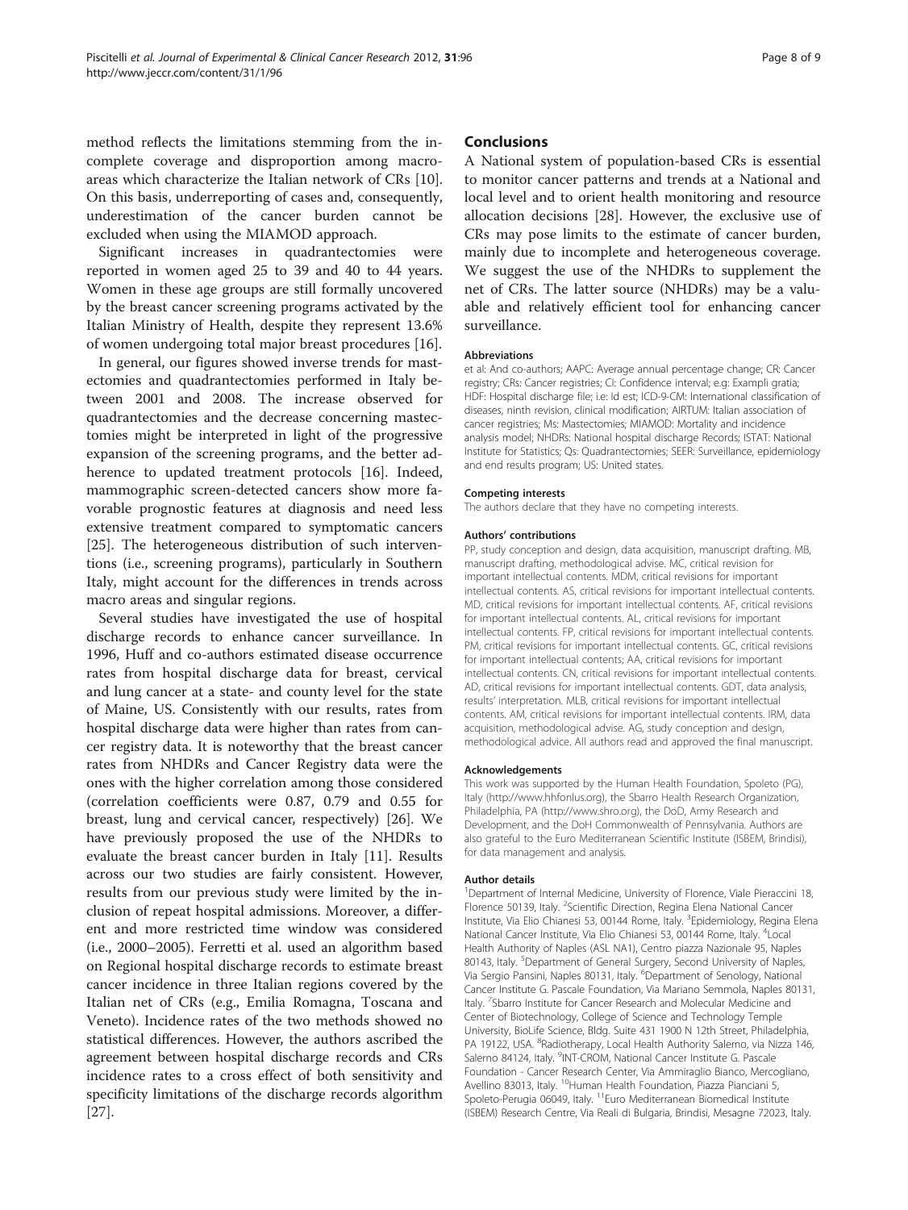method reflects the limitations stemming from the incomplete coverage and disproportion among macro-areas which characterize the Italian network of CRs [10]. On this basis, underreporting of cases and, consequently, underestimation of the cancer burden cannot be excluded when using the MIAMOD approach.

Significant increases in quadrantectomies were reported in women aged 25 to 39 and 40 to 44 years. Women in these age groups are still formally uncovered by the breast cancer screening programs activated by the Italian Ministry of Health, despite they represent 13.6% of women undergoing total major breast procedures [16].

In general, our figures showed inverse trends for mastectomies and quadrantectomies performed in Italy between 2001 and 2008. The increase observed for quadrantectomies and the decrease concerning mastectomies might be interpreted in light of the progressive expansion of the screening programs, and the better adherence to updated treatment protocols [16]. Indeed, mammographic screen-detected cancers show more favorable prognostic features at diagnosis and need less extensive treatment compared to symptomatic cancers [25]. The heterogeneous distribution of such interventions (i.e., screening programs), particularly in Southern Italy, might account for the differences in trends across macro areas and singular regions.

Several studies have investigated the use of hospital discharge records to enhance cancer surveillance. In 1996, Huff and co-authors estimated disease occurrence rates from hospital discharge data for breast, cervical and lung cancer at a state- and county level for the state of Maine, US. Consistently with our results, rates from hospital discharge data were higher than rates from cancer registry data. It is noteworthy that the breast cancer rates from NHDRs and Cancer Registry data were the ones with the higher correlation among those considered (correlation coefficients were 0.87, 0.79 and 0.55 for breast, lung and cervical cancer, respectively) [26]. We have previously proposed the use of the NHDRs to evaluate the breast cancer burden in Italy [11]. Results across our two studies are fairly consistent. However, results from our previous study were limited by the inclusion of repeat hospital admissions. Moreover, a different and more restricted time window was considered (i.e., 2000–2005). Ferretti et al. used an algorithm based on Regional hospital discharge records to estimate breast cancer incidence in three Italian regions covered by the Italian net of CRs (e.g., Emilia Romagna, Toscana and Veneto). Incidence rates of the two methods showed no statistical differences. However, the authors ascribed the agreement between hospital discharge records and CRs incidence rates to a cross effect of both sensitivity and specificity limitations of the discharge records algorithm [27].

## Conclusions

A National system of population-based CRs is essential to monitor cancer patterns and trends at a National and local level and to orient health monitoring and resource allocation decisions [28]. However, the exclusive use of CRs may pose limits to the estimate of cancer burden, mainly due to incomplete and heterogeneous coverage. We suggest the use of the NHDRs to supplement the net of CRs. The latter source (NHDRs) may be a valuable and relatively efficient tool for enhancing cancer surveillance.

#### Abbreviations

et al: And co-authors; AAPC: Average annual percentage change; CR: Cancer registry; CRs: Cancer registries; CI: Confidence interval; e.g: Exampli gratia; HDF: Hospital discharge file; i.e: Id est; ICD-9-CM: International classification of diseases, ninth revision, clinical modification; AIRTUM: Italian association of cancer registries; Ms: Mastectomies; MIAMOD: Mortality and incidence analysis model; NHDRs: National hospital discharge Records; ISTAT: National Institute for Statistics; Qs: Quadrantectomies; SEER: Surveillance, epidemiology and end results program; US: United states.

#### Competing interests

The authors declare that they have no competing interests.

#### Authors' contributions

PP, study conception and design, data acquisition, manuscript drafting. MB, manuscript drafting, methodological advise. MC, critical revision for important intellectual contents. MDM, critical revisions for important intellectual contents. AS, critical revisions for important intellectual contents. MD, critical revisions for important intellectual contents. AF, critical revisions for important intellectual contents. AL, critical revisions for important intellectual contents. FP, critical revisions for important intellectual contents. PM, critical revisions for important intellectual contents. GC, critical revisions for important intellectual contents; AA, critical revisions for important intellectual contents. CN, critical revisions for important intellectual contents. AD, critical revisions for important intellectual contents. GDT, data analysis, results' interpretation. MLB, critical revisions for important intellectual contents. AM, critical revisions for important intellectual contents. IRM, data acquisition, methodological advise. AG, study conception and design, methodological advice. All authors read and approved the final manuscript.

#### Acknowledgements

This work was supported by the Human Health Foundation, Spoleto (PG), Italy (http://www.hhfonlus.org), the Sbarro Health Research Organization, Philadelphia, PA (http://www.shro.org), the DoD, Army Research and Development, and the DoH Commonwealth of Pennsylvania. Authors are also grateful to the Euro Mediterranean Scientific Institute (ISBEM, Brindisi), for data management and analysis.

#### Author details

[1]Department of Internal Medicine, University of Florence, Viale Pieraccini 18, Florence 50139, Italy. [2]Scientific Direction, Regina Elena National Cancer Institute, Via Elio Chianesi 53, 00144 Rome, Italy. [3]Epidemiology, Regina Elena National Cancer Institute, Via Elio Chianesi 53, 00144 Rome, Italy. [4]Local Health Authority of Naples (ASL NA1), Centro piazza Nazionale 95, Naples 80143, Italy. [5]Department of General Surgery, Second University of Naples, Via Sergio Pansini, Naples 80131, Italy. [6]Department of Senology, National Cancer Institute G. Pascale Foundation, Via Mariano Semmola, Naples 80131, Italy. [7]Sbarro Institute for Cancer Research and Molecular Medicine and Center of Biotechnology, College of Science and Technology Temple University, BioLife Science, Bldg. Suite 431 1900 N 12th Street, Philadelphia, PA 19122, USA. [8]Radiotherapy, Local Health Authority Salerno, via Nizza 146, Salerno 84124, Italy. [9]INT-CROM, National Cancer Institute G. Pascale Foundation - Cancer Research Center, Via Ammiraglio Bianco, Mercogliano, Avellino 83013, Italy. [10]Human Health Foundation, Piazza Pianciani 5, Spoleto-Perugia 06049, Italy. [11]Euro Mediterranean Biomedical Institute (ISBEM) Research Centre, Via Reali di Bulgaria, Brindisi, Mesagne 72023, Italy.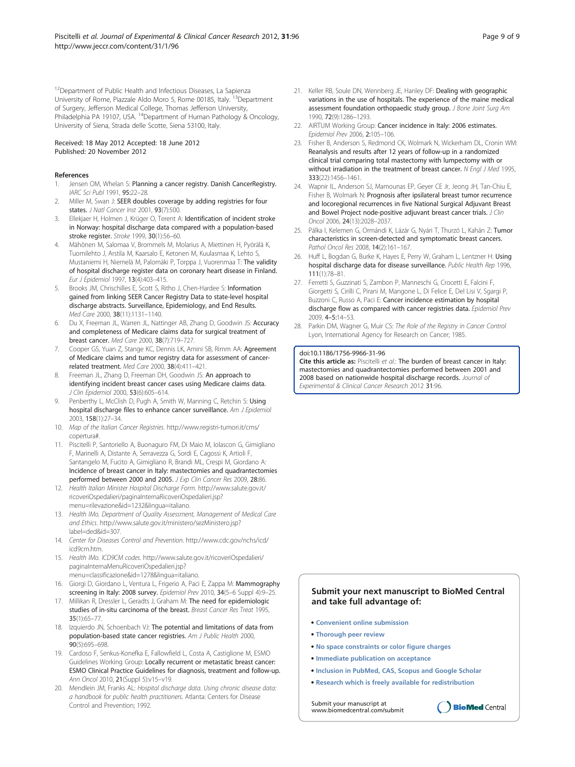[12]Department of Public Health and Infectious Diseases, La Sapienza University of Rome, Piazzale Aldo Moro 5, Rome 00185, Italy. [13]Department of Surgery, Jefferson Medical College, Thomas Jefferson University, Philadelphia PA 19107, USA. [14]Department of Human Pathology & Oncology, University of Siena, Strada delle Scotte, Siena 53100, Italy.

Received: 18 May 2012 Accepted: 18 June 2012
Published: 20 November 2012

## References

1. Jensen OM, Whelan S: **Planning a cancer registry. Danish CancerRegistry.** *IARC Sci Publ* 1991, **95:**22–28.
2. Miller M, Swan J: **SEER doubles coverage by adding registries for four states.** *J Natl Cancer Inst* 2001, **93**(7):500.
3. Ellekjaer H, Holmen J, Krüger O, Terent A: **Identification of incident stroke in Norway: hospital discharge data compared with a population-based stroke register.** *Stroke* 1999, **30**(1):56–60.
4. Mähönen M, Salomaa V, Brommels M, Molarius A, Miettinen H, Pyörälä K, Tuomilehto J, Arstila M, Kaarsalo E, Ketonen M, Kuulasmaa K, Lehto S, Mustaniemi H, Niemelä M, Palomäki P, Torppa J, Vuorenmaa T: **The validity of hospital discharge register data on coronary heart disease in Finland.** *Eur J Epidemiol* 1997, **13**(4):403–415.
5. Brooks JM, Chrischilles E, Scott S, Ritho J, Chen-Hardee S: **Information gained from linking SEER Cancer Registry Data to state-level hospital discharge abstracts. Surveillance, Epidemiology, and End Results.** *Med Care* 2000, **38**(11):1131–1140.
6. Du X, Freeman JL, Warren JL, Nattinger AB, Zhang D, Goodwin JS: **Accuracy and completeness of Medicare claims data for surgical treatment of breast cancer.** *Med Care* 2000, **38**(7):719–727.
7. Cooper GS, Yuan Z, Stange KC, Dennis LK, Amini SB, Rimm AA: **Agreement of Medicare claims and tumor registry data for assessment of cancer-related treatment.** *Med Care* 2000, **38**(4):411–421.
8. Freeman JL, Zhang D, Freeman DH, Goodwin JS: **An approach to identifying incident breast cancer cases using Medicare claims data.** *J Clin Epidemiol* 2000, **53**(6):605–614.
9. Penberthy L, McClish D, Pugh A, Smith W, Manning C, Retchin S: **Using hospital discharge files to enhance cancer surveillance.** *Am J Epidemiol* 2003, **158**(1):27–34.
10. *Map of the Italian Cancer Registries.* http://www.registri-tumori.it/cms/copertura#.
11. Piscitelli P, Santoriello A, Buonaguro FM, Di Maio M, Iolascon G, Gimigliano F, Marinelli A, Distante A, Serravezza G, Sordi E, Cagossi K, Artioli F, Santangelo M, Fucito A, Gimigliano R, Brandi ML, Crespi M, Giordano A: **Incidence of breast cancer in Italy: mastectomies and quadrantectomies performed between 2000 and 2005.** *J Exp Clin Cancer Res* 2009, **28:**86.
12. *Health Italian Minister Hospital Discharge Form.* http://www.salute.gov.it/ricoveriOspedalieri/paginaInternaRicoveriOspedalieri.jsp?menu=rilevazione&id=1232&lingua=italiano.
13. *Health IMo. Department of Quality Assessment, Management of Medical Care and Ethics.* http://www.salute.gov.it/ministero/sezMinistero.jsp?label=ded&id=307.
14. *Center for Diseases Control and Prevention.* http://www.cdc.gov/nchs/icd/icd9cm.htm.
15. *Health IMo. ICD9CM codes.* http://www.salute.gov.it/ricoveriOspedalieri/paginaInternaMenuRicoveriOspedalieri.jsp?menu=classificazione&id=1278&lingua=italiano.
16. Giorgi D, Giordano L, Ventura L, Frigerio A, Paci E, Zappa M: **Mammography screening in Italy: 2008 survey.** *Epidemiol Prev* 2010, **34**(5–6 Suppl 4):9–25.
17. Millikan R, Dressler L, Geradts J, Graham M: **The need for epidemiologic studies of in-situ carcinoma of the breast.** *Breast Cancer Res Treat* 1995, **35**(1):65–77.
18. Izquierdo JN, Schoenbach VJ: **The potential and limitations of data from population-based state cancer registries.** *Am J Public Health* 2000, **90**(5):695–698.
19. Cardoso F, Senkus-Konefka E, Fallowfield L, Costa A, Castiglione M, ESMO Guidelines Working Group: **Locally recurrent or metastatic breast cancer: ESMO Clinical Practice Guidelines for diagnosis, treatment and follow-up.** *Ann Oncol* 2010, **21**(Suppl 5):v15–v19.
20. Mendlein JM, Franks AL: *Hospital discharge data. Using chronic disease data: a handbook for public health practitioners.* Atlanta: Centers for Disease Control and Prevention; 1992.
21. Keller RB, Soule DN, Wennberg JE, Hanley DF: **Dealing with geographic variations in the use of hospitals. The experience of the maine medical assessment foundation orthopaedic study group.** *J Bone Joint Surg Am* 1990, **72**(9):1286–1293.
22. AIRTUM Working Group: **Cancer incidence in Italy: 2006 estimates.** *Epidemiol Prev* 2006, **2:**105–106.
23. Fisher B, Anderson S, Redmond CK, Wolmark N, Wickerham DL, Cronin WM: **Reanalysis and results after 12 years of follow-up in a randomized clinical trial comparing total mastectomy with lumpectomy with or without irradiation in the treatment of breast cancer.** *N Engl J Med* 1995, **333**(22):1456–1461.
24. Wapnir IL, Anderson SJ, Mamounas EP, Geyer CE Jr, Jeong JH, Tan-Chiu E, Fisher B, Wolmark N: **Prognosis after ipsilateral breast tumor recurrence and locoregional recurrences in five National Surgical Adjuvant Breast and Bowel Project node-positive adjuvant breast cancer trials.** *J Clin Oncol* 2006, **24**(13):2028–2037.
25. Pálka I, Kelemen G, Ormándi K, Lázár G, Nyári T, Thurzó L, Kahán Z: **Tumor characteristics in screen-detected and symptomatic breast cancers.** *Pathol Oncol Res* 2008, **14**(2):161–167.
26. Huff L, Bogdan G, Burke K, Hayes E, Perry W, Graham L, Lentzner H: **Using hospital discharge data for disease surveillance.** *Public Health Rep* 1996, **111**(1):78–81.
27. Ferretti S, Guzzinati S, Zambon P, Manneschi G, Crocetti E, Falcini F, Giorgetti S, Cirilli C, Pirani M, Mangone L, Di Felice E, Del Lisi V, Sgargi P, Buzzoni C, Russo A, Paci E: **Cancer incidence estimation by hospital discharge flow as compared with cancer registries data.** *Epidemiol Prev* 2009, **4–5:**14–53.
28. Parkin DM, Wagner G, Muir CS: *The Role of the Registry in Cancer Control* Lyon, International Agency for Research on Cancer; 1985.

doi:10.1186/1756-9966-31-96
**Cite this article as:** Piscitelli *et al.*: The burden of breast cancer in Italy: mastectomies and quadrantectomies performed between 2001 and 2008 based on nationwide hospital discharge records. *Journal of Experimental & Clinical Cancer Research* 2012 **31**:96.

**Submit your next manuscript to BioMed Central and take full advantage of:**

- **Convenient online submission**
- **Thorough peer review**
- **No space constraints or color figure charges**
- **Immediate publication on acceptance**
- **Inclusion in PubMed, CAS, Scopus and Google Scholar**
- **Research which is freely available for redistribution**

Submit your manuscript at
www.biomedcentral.com/submit

BioMed Central